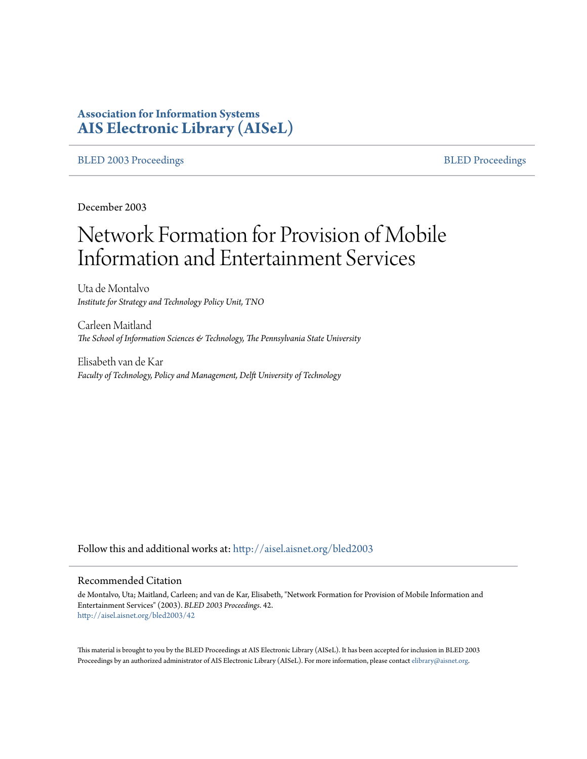**Association for Information Systems**
**AIS Electronic Library (AISeL)**

BLED 2003 Proceedings | BLED Proceedings

December 2003

# Network Formation for Provision of Mobile Information and Entertainment Services

Uta de Montalvo
*Institute for Strategy and Technology Policy Unit, TNO*

Carleen Maitland
*The School of Information Sciences & Technology, The Pennsylvania State University*

Elisabeth van de Kar
*Faculty of Technology, Policy and Management, Delft University of Technology*

Follow this and additional works at: http://aisel.aisnet.org/bled2003

## Recommended Citation

de Montalvo, Uta; Maitland, Carleen; and van de Kar, Elisabeth, "Network Formation for Provision of Mobile Information and Entertainment Services" (2003). *BLED 2003 Proceedings*. 42.
http://aisel.aisnet.org/bled2003/42

This material is brought to you by the BLED Proceedings at AIS Electronic Library (AISeL). It has been accepted for inclusion in BLED 2003 Proceedings by an authorized administrator of AIS Electronic Library (AISeL). For more information, please contact elibrary@aisnet.org.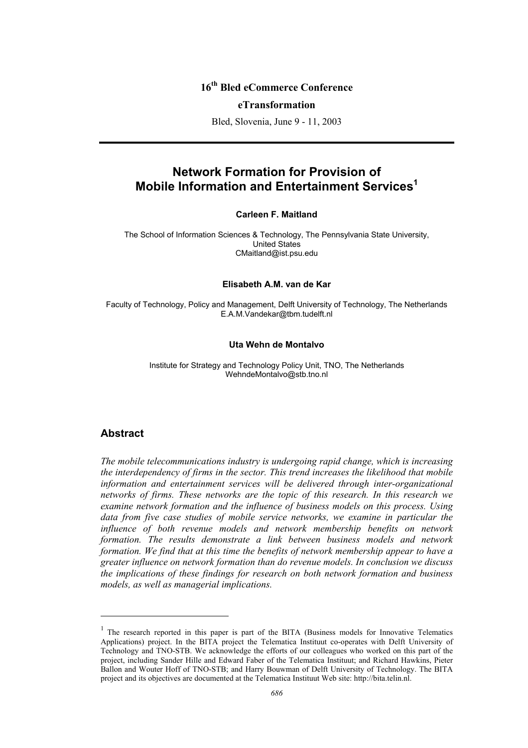**16th Bled eCommerce Conference**

**eTransformation**

Bled, Slovenia, June 9 - 11, 2003

# Network Formation for Provision of Mobile Information and Entertainment Services[1]

**Carleen F. Maitland**

The School of Information Sciences & Technology, The Pennsylvania State University, United States
CMaitland@ist.psu.edu

**Elisabeth A.M. van de Kar**

Faculty of Technology, Policy and Management, Delft University of Technology, The Netherlands
E.A.M.Vandekar@tbm.tudelft.nl

**Uta Wehn de Montalvo**

Institute for Strategy and Technology Policy Unit, TNO, The Netherlands
WehndeMontalvo@stb.tno.nl

## Abstract

*The mobile telecommunications industry is undergoing rapid change, which is increasing the interdependency of firms in the sector. This trend increases the likelihood that mobile information and entertainment services will be delivered through inter-organizational networks of firms. These networks are the topic of this research. In this research we examine network formation and the influence of business models on this process. Using data from five case studies of mobile service networks, we examine in particular the influence of both revenue models and network membership benefits on network formation. The results demonstrate a link between business models and network formation. We find that at this time the benefits of network membership appear to have a greater influence on network formation than do revenue models. In conclusion we discuss the implications of these findings for research on both network formation and business models, as well as managerial implications.*

---

[1] The research reported in this paper is part of the BITA (Business models for Innovative Telematics Applications) project. In the BITA project the Telematica Instituut co-operates with Delft University of Technology and TNO-STB. We acknowledge the efforts of our colleagues who worked on this part of the project, including Sander Hille and Edward Faber of the Telematica Instituut; and Richard Hawkins, Pieter Ballon and Wouter Hoff of TNO-STB; and Harry Bouwman of Delft University of Technology. The BITA project and its objectives are documented at the Telematica Instituut Web site: http://bita.telin.nl.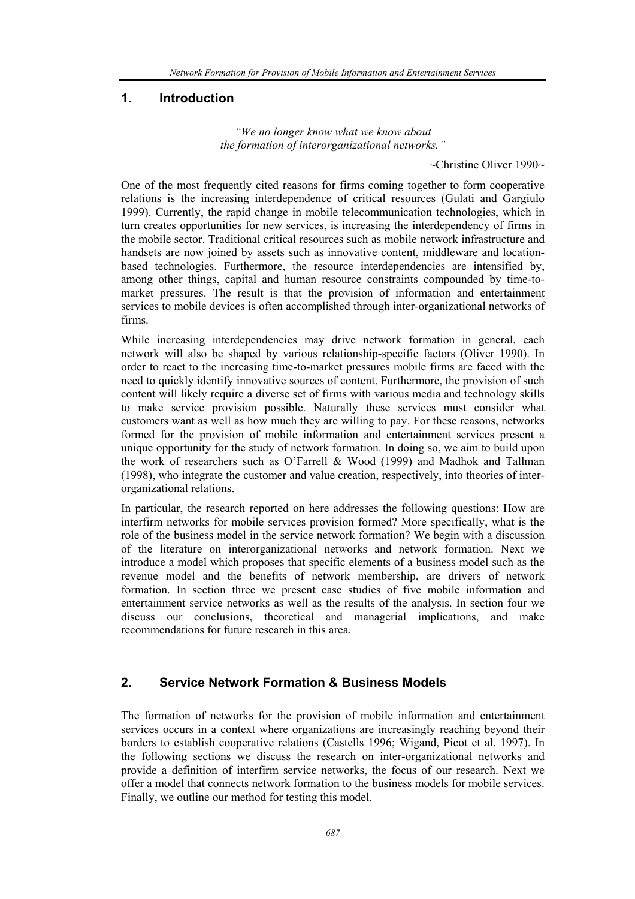## 1. Introduction

*"We no longer know what we know about*
*the formation of interorganizational networks."*

~Christine Oliver 1990~

One of the most frequently cited reasons for firms coming together to form cooperative relations is the increasing interdependence of critical resources (Gulati and Gargiulo 1999). Currently, the rapid change in mobile telecommunication technologies, which in turn creates opportunities for new services, is increasing the interdependency of firms in the mobile sector. Traditional critical resources such as mobile network infrastructure and handsets are now joined by assets such as innovative content, middleware and location-based technologies. Furthermore, the resource interdependencies are intensified by, among other things, capital and human resource constraints compounded by time-to-market pressures. The result is that the provision of information and entertainment services to mobile devices is often accomplished through inter-organizational networks of firms.

While increasing interdependencies may drive network formation in general, each network will also be shaped by various relationship-specific factors (Oliver 1990). In order to react to the increasing time-to-market pressures mobile firms are faced with the need to quickly identify innovative sources of content. Furthermore, the provision of such content will likely require a diverse set of firms with various media and technology skills to make service provision possible. Naturally these services must consider what customers want as well as how much they are willing to pay. For these reasons, networks formed for the provision of mobile information and entertainment services present a unique opportunity for the study of network formation. In doing so, we aim to build upon the work of researchers such as O'Farrell & Wood (1999) and Madhok and Tallman (1998), who integrate the customer and value creation, respectively, into theories of inter-organizational relations.

In particular, the research reported on here addresses the following questions: How are interfirm networks for mobile services provision formed? More specifically, what is the role of the business model in the service network formation? We begin with a discussion of the literature on interorganizational networks and network formation. Next we introduce a model which proposes that specific elements of a business model such as the revenue model and the benefits of network membership, are drivers of network formation. In section three we present case studies of five mobile information and entertainment service networks as well as the results of the analysis. In section four we discuss our conclusions, theoretical and managerial implications, and make recommendations for future research in this area.

## 2. Service Network Formation & Business Models

The formation of networks for the provision of mobile information and entertainment services occurs in a context where organizations are increasingly reaching beyond their borders to establish cooperative relations (Castells 1996; Wigand, Picot et al. 1997). In the following sections we discuss the research on inter-organizational networks and provide a definition of interfirm service networks, the focus of our research. Next we offer a model that connects network formation to the business models for mobile services. Finally, we outline our method for testing this model.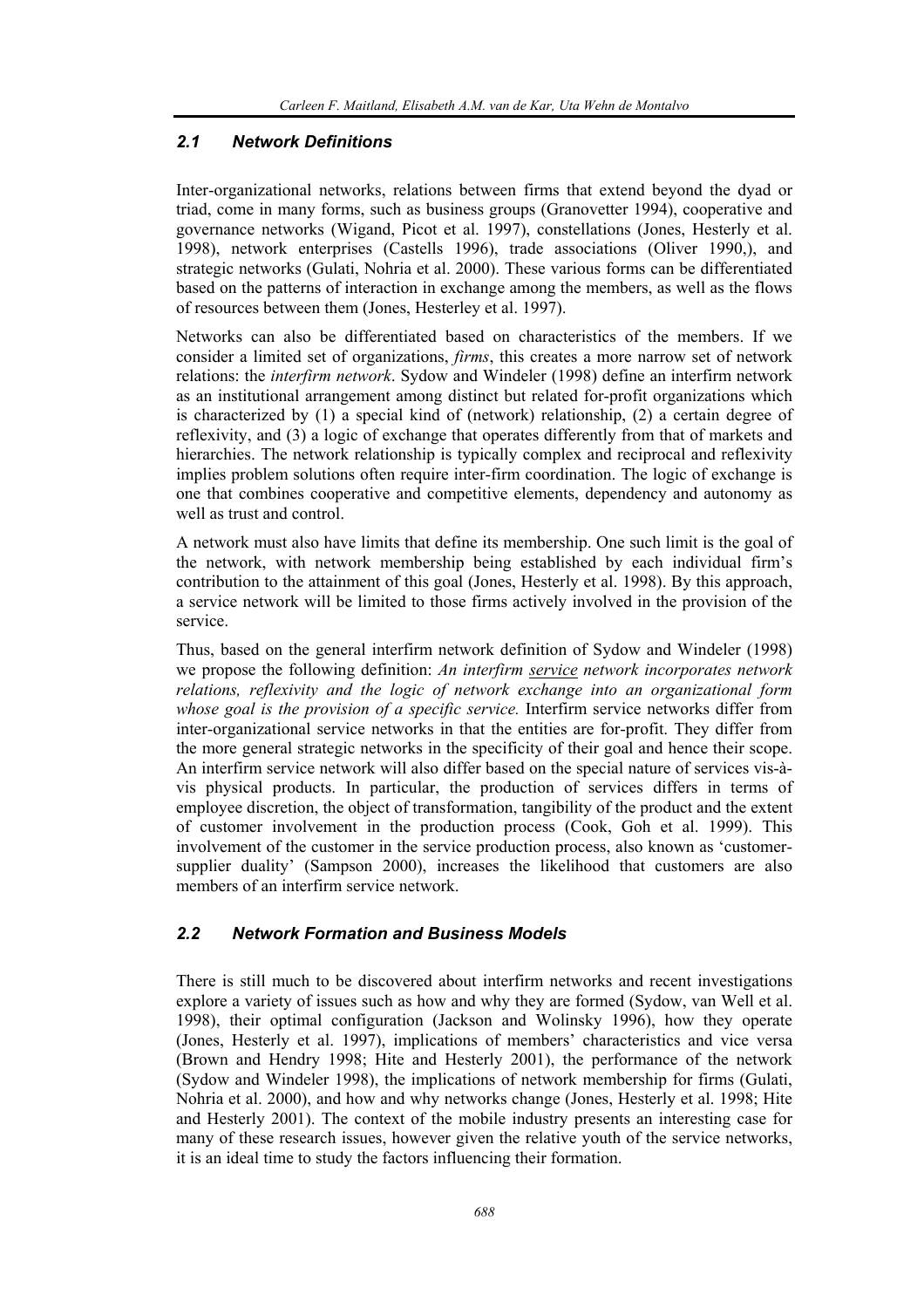### 2.1 Network Definitions

Inter-organizational networks, relations between firms that extend beyond the dyad or triad, come in many forms, such as business groups (Granovetter 1994), cooperative and governance networks (Wigand, Picot et al. 1997), constellations (Jones, Hesterly et al. 1998), network enterprises (Castells 1996), trade associations (Oliver 1990,), and strategic networks (Gulati, Nohria et al. 2000). These various forms can be differentiated based on the patterns of interaction in exchange among the members, as well as the flows of resources between them (Jones, Hesterley et al. 1997).

Networks can also be differentiated based on characteristics of the members. If we consider a limited set of organizations, *firms*, this creates a more narrow set of network relations: the *interfirm network*. Sydow and Windeler (1998) define an interfirm network as an institutional arrangement among distinct but related for-profit organizations which is characterized by (1) a special kind of (network) relationship, (2) a certain degree of reflexivity, and (3) a logic of exchange that operates differently from that of markets and hierarchies. The network relationship is typically complex and reciprocal and reflexivity implies problem solutions often require inter-firm coordination. The logic of exchange is one that combines cooperative and competitive elements, dependency and autonomy as well as trust and control.

A network must also have limits that define its membership. One such limit is the goal of the network, with network membership being established by each individual firm's contribution to the attainment of this goal (Jones, Hesterly et al. 1998). By this approach, a service network will be limited to those firms actively involved in the provision of the service.

Thus, based on the general interfirm network definition of Sydow and Windeler (1998) we propose the following definition: *An interfirm service network incorporates network relations, reflexivity and the logic of network exchange into an organizational form whose goal is the provision of a specific service.* Interfirm service networks differ from inter-organizational service networks in that the entities are for-profit. They differ from the more general strategic networks in the specificity of their goal and hence their scope. An interfirm service network will also differ based on the special nature of services vis-à-vis physical products. In particular, the production of services differs in terms of employee discretion, the object of transformation, tangibility of the product and the extent of customer involvement in the production process (Cook, Goh et al. 1999). This involvement of the customer in the service production process, also known as 'customer-supplier duality' (Sampson 2000), increases the likelihood that customers are also members of an interfirm service network.

### 2.2 Network Formation and Business Models

There is still much to be discovered about interfirm networks and recent investigations explore a variety of issues such as how and why they are formed (Sydow, van Well et al. 1998), their optimal configuration (Jackson and Wolinsky 1996), how they operate (Jones, Hesterly et al. 1997), implications of members' characteristics and vice versa (Brown and Hendry 1998; Hite and Hesterly 2001), the performance of the network (Sydow and Windeler 1998), the implications of network membership for firms (Gulati, Nohria et al. 2000), and how and why networks change (Jones, Hesterly et al. 1998; Hite and Hesterly 2001). The context of the mobile industry presents an interesting case for many of these research issues, however given the relative youth of the service networks, it is an ideal time to study the factors influencing their formation.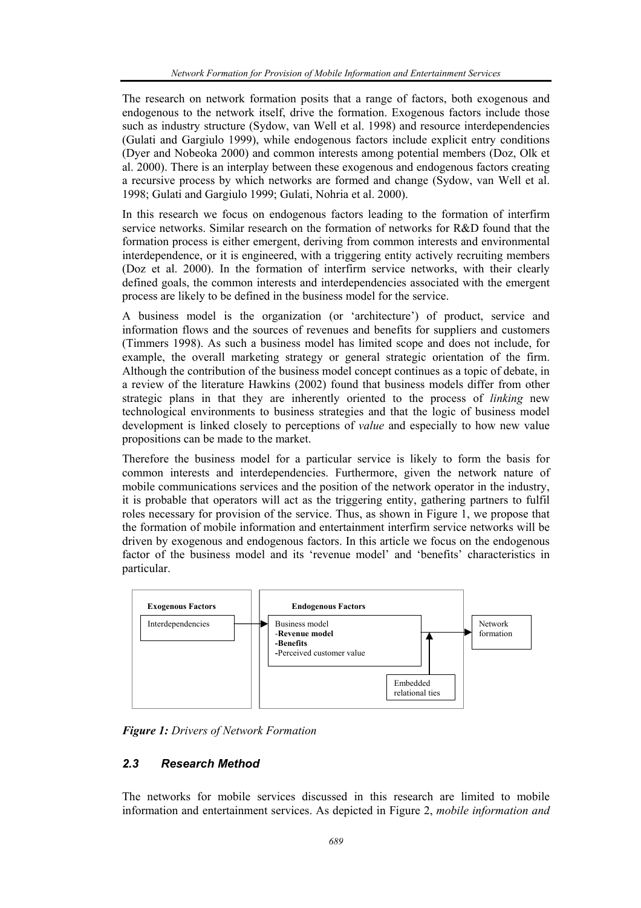The research on network formation posits that a range of factors, both exogenous and endogenous to the network itself, drive the formation. Exogenous factors include those such as industry structure (Sydow, van Well et al. 1998) and resource interdependencies (Gulati and Gargiulo 1999), while endogenous factors include explicit entry conditions (Dyer and Nobeoka 2000) and common interests among potential members (Doz, Olk et al. 2000). There is an interplay between these exogenous and endogenous factors creating a recursive process by which networks are formed and change (Sydow, van Well et al. 1998; Gulati and Gargiulo 1999; Gulati, Nohria et al. 2000).

In this research we focus on endogenous factors leading to the formation of interfirm service networks. Similar research on the formation of networks for R&D found that the formation process is either emergent, deriving from common interests and environmental interdependence, or it is engineered, with a triggering entity actively recruiting members (Doz et al. 2000). In the formation of interfirm service networks, with their clearly defined goals, the common interests and interdependencies associated with the emergent process are likely to be defined in the business model for the service.

A business model is the organization (or 'architecture') of product, service and information flows and the sources of revenues and benefits for suppliers and customers (Timmers 1998). As such a business model has limited scope and does not include, for example, the overall marketing strategy or general strategic orientation of the firm. Although the contribution of the business model concept continues as a topic of debate, in a review of the literature Hawkins (2002) found that business models differ from other strategic plans in that they are inherently oriented to the process of *linking* new technological environments to business strategies and that the logic of business model development is linked closely to perceptions of *value* and especially to how new value propositions can be made to the market.

Therefore the business model for a particular service is likely to form the basis for common interests and interdependencies. Furthermore, given the network nature of mobile communications services and the position of the network operator in the industry, it is probable that operators will act as the triggering entity, gathering partners to fulfil roles necessary for provision of the service. Thus, as shown in Figure 1, we propose that the formation of mobile information and entertainment interfirm service networks will be driven by exogenous and endogenous factors. In this article we focus on the endogenous factor of the business model and its 'revenue model' and 'benefits' characteristics in particular.

**Exogenous Factors**

Interdependencies

**Endogenous Factors**

Business model
-**Revenue model**
-**Benefits**
-Perceived customer value

Embedded relational ties

Network formation

***Figure 1:*** *Drivers of Network Formation*

### *2.3 Research Method*

The networks for mobile services discussed in this research are limited to mobile information and entertainment services. As depicted in Figure 2, *mobile information and*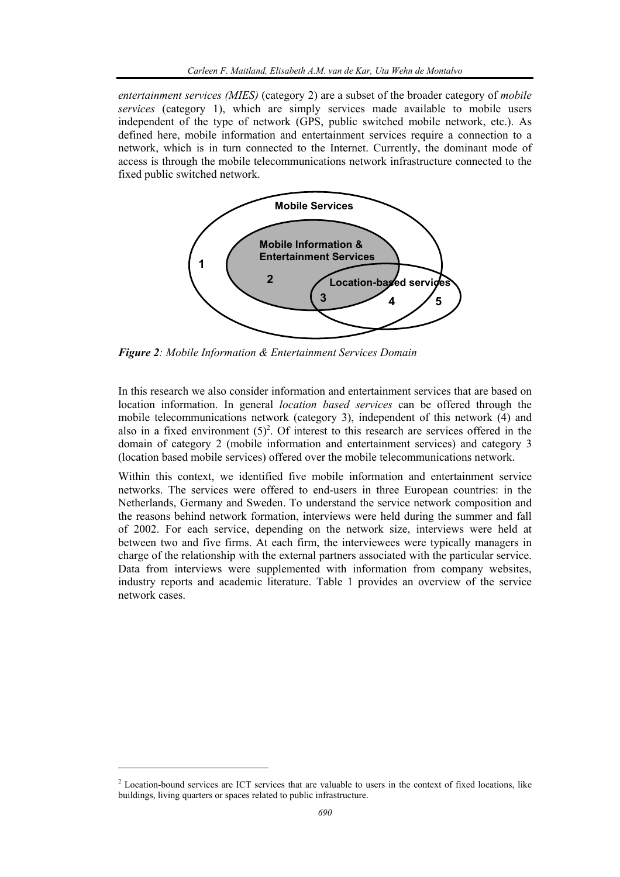*entertainment services (MIES)* (category 2) are a subset of the broader category of *mobile services* (category 1), which are simply services made available to mobile users independent of the type of network (GPS, public switched mobile network, etc.). As defined here, mobile information and entertainment services require a connection to a network, which is in turn connected to the Internet. Currently, the dominant mode of access is through the mobile telecommunications network infrastructure connected to the fixed public switched network.

***Figure 2****: Mobile Information & Entertainment Services Domain*

In this research we also consider information and entertainment services that are based on location information. In general *location based services* can be offered through the mobile telecommunications network (category 3), independent of this network (4) and also in a fixed environment (5)[2]. Of interest to this research are services offered in the domain of category 2 (mobile information and entertainment services) and category 3 (location based mobile services) offered over the mobile telecommunications network.

Within this context, we identified five mobile information and entertainment service networks. The services were offered to end-users in three European countries: in the Netherlands, Germany and Sweden. To understand the service network composition and the reasons behind network formation, interviews were held during the summer and fall of 2002. For each service, depending on the network size, interviews were held at between two and five firms. At each firm, the interviewees were typically managers in charge of the relationship with the external partners associated with the particular service. Data from interviews were supplemented with information from company websites, industry reports and academic literature. Table 1 provides an overview of the service network cases.

[2] Location-bound services are ICT services that are valuable to users in the context of fixed locations, like buildings, living quarters or spaces related to public infrastructure.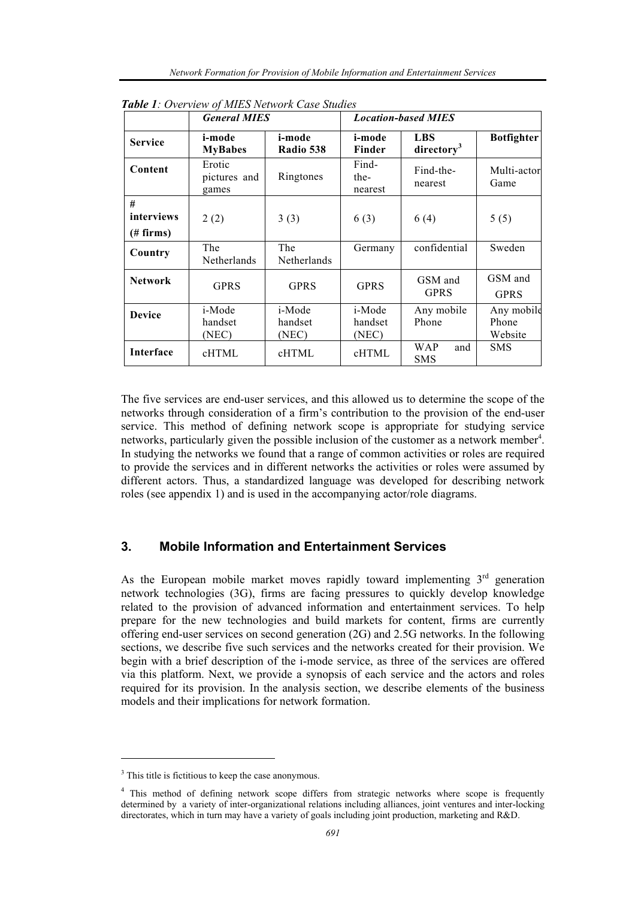*Table 1: Overview of MIES Network Case Studies*

| | *General MIES* | | *Location-based MIES* | | |
|---|---|---|---|---|---|
| **Service** | **i-mode MyBabes** | **i-mode Radio 538** | **i-mode Finder** | **LBS directory**[3] | **Botfighter** |
| **Content** | Erotic pictures and games | Ringtones | Find-the-nearest | Find-the-nearest | Multi-actor Game |
| **# interviews (# firms)** | 2 (2) | 3 (3) | 6 (3) | 6 (4) | 5 (5) |
| **Country** | The Netherlands | The Netherlands | Germany | confidential | Sweden |
| **Network** | GPRS | GPRS | GPRS | GSM and GPRS | GSM and GPRS |
| **Device** | i-Mode handset (NEC) | i-Mode handset (NEC) | i-Mode handset (NEC) | Any mobile Phone | Any mobile Phone Website |
| **Interface** | cHTML | cHTML | cHTML | WAP and SMS | SMS |

The five services are end-user services, and this allowed us to determine the scope of the networks through consideration of a firm's contribution to the provision of the end-user service. This method of defining network scope is appropriate for studying service networks, particularly given the possible inclusion of the customer as a network member[4]. In studying the networks we found that a range of common activities or roles are required to provide the services and in different networks the activities or roles were assumed by different actors. Thus, a standardized language was developed for describing network roles (see appendix 1) and is used in the accompanying actor/role diagrams.

## 3. Mobile Information and Entertainment Services

As the European mobile market moves rapidly toward implementing 3rd generation network technologies (3G), firms are facing pressures to quickly develop knowledge related to the provision of advanced information and entertainment services. To help prepare for the new technologies and build markets for content, firms are currently offering end-user services on second generation (2G) and 2.5G networks. In the following sections, we describe five such services and the networks created for their provision. We begin with a brief description of the i-mode service, as three of the services are offered via this platform. Next, we provide a synopsis of each service and the actors and roles required for its provision. In the analysis section, we describe elements of the business models and their implications for network formation.

---

[3] This title is fictitious to keep the case anonymous.

[4] This method of defining network scope differs from strategic networks where scope is frequently determined by a variety of inter-organizational relations including alliances, joint ventures and inter-locking directorates, which in turn may have a variety of goals including joint production, marketing and R&D.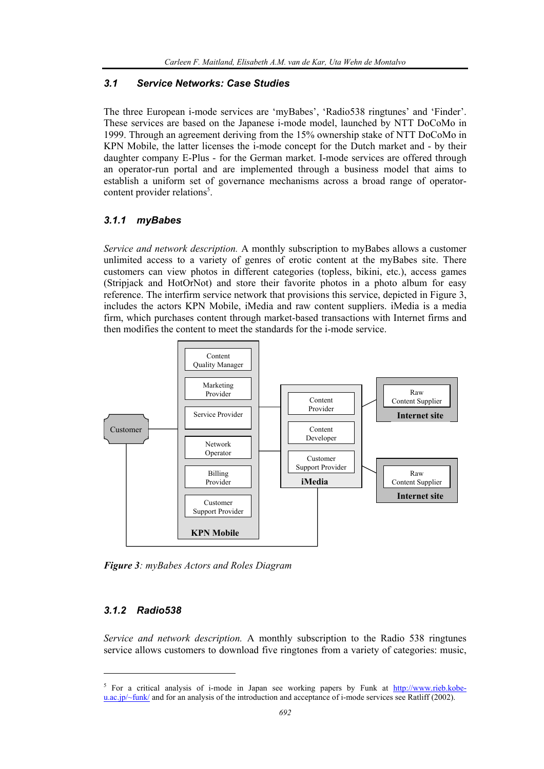### 3.1 Service Networks: Case Studies

The three European i-mode services are 'myBabes', 'Radio538 ringtunes' and 'Finder'. These services are based on the Japanese i-mode model, launched by NTT DoCoMo in 1999. Through an agreement deriving from the 15% ownership stake of NTT DoCoMo in KPN Mobile, the latter licenses the i-mode concept for the Dutch market and - by their daughter company E-Plus - for the German market. I-mode services are offered through an operator-run portal and are implemented through a business model that aims to establish a uniform set of governance mechanisms across a broad range of operator-content provider relations[5].

#### 3.1.1 myBabes

*Service and network description.* A monthly subscription to myBabes allows a customer unlimited access to a variety of genres of erotic content at the myBabes site. There customers can view photos in different categories (topless, bikini, etc.), access games (Stripjack and HotOrNot) and store their favorite photos in a photo album for easy reference. The interfirm service network that provisions this service, depicted in Figure 3, includes the actors KPN Mobile, iMedia and raw content suppliers. iMedia is a media firm, which purchases content through market-based transactions with Internet firms and then modifies the content to meet the standards for the i-mode service.

Customer

KPN Mobile: Content Quality Manager; Marketing Provider; Service Provider; Network Operator; Billing Provider; Customer Support Provider

iMedia: Content Provider; Content Developer; Customer Support Provider

Internet site: Raw Content Supplier

Internet site: Raw Content Supplier

***Figure 3**: myBabes Actors and Roles Diagram*

#### 3.1.2 Radio538

*Service and network description.* A monthly subscription to the Radio 538 ringtunes service allows customers to download five ringtones from a variety of categories: music,

[5] For a critical analysis of i-mode in Japan see working papers by Funk at http://www.rieb.kobe-u.ac.jp/~funk/ and for an analysis of the introduction and acceptance of i-mode services see Ratliff (2002).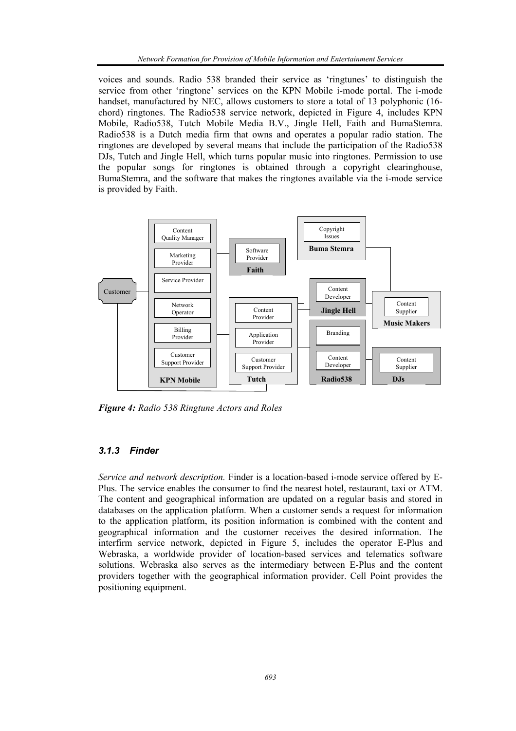voices and sounds. Radio 538 branded their service as 'ringtunes' to distinguish the service from other 'ringtone' services on the KPN Mobile i-mode portal. The i-mode handset, manufactured by NEC, allows customers to store a total of 13 polyphonic (16-chord) ringtones. The Radio538 service network, depicted in Figure 4, includes KPN Mobile, Radio538, Tutch Mobile Media B.V., Jingle Hell, Faith and BumaStemra. Radio538 is a Dutch media firm that owns and operates a popular radio station. The ringtones are developed by several means that include the participation of the Radio538 DJs, Tutch and Jingle Hell, which turns popular music into ringtones. Permission to use the popular songs for ringtones is obtained through a copyright clearinghouse, BumaStemra, and the software that makes the ringtones available via the i-mode service is provided by Faith.

***Figure 4:*** *Radio 538 Ringtune Actors and Roles*

### 3.1.3 Finder

*Service and network description.* Finder is a location-based i-mode service offered by E-Plus. The service enables the consumer to find the nearest hotel, restaurant, taxi or ATM. The content and geographical information are updated on a regular basis and stored in databases on the application platform. When a customer sends a request for information to the application platform, its position information is combined with the content and geographical information and the customer receives the desired information. The interfirm service network, depicted in Figure 5, includes the operator E-Plus and Webraska, a worldwide provider of location-based services and telematics software solutions. Webraska also serves as the intermediary between E-Plus and the content providers together with the geographical information provider. Cell Point provides the positioning equipment.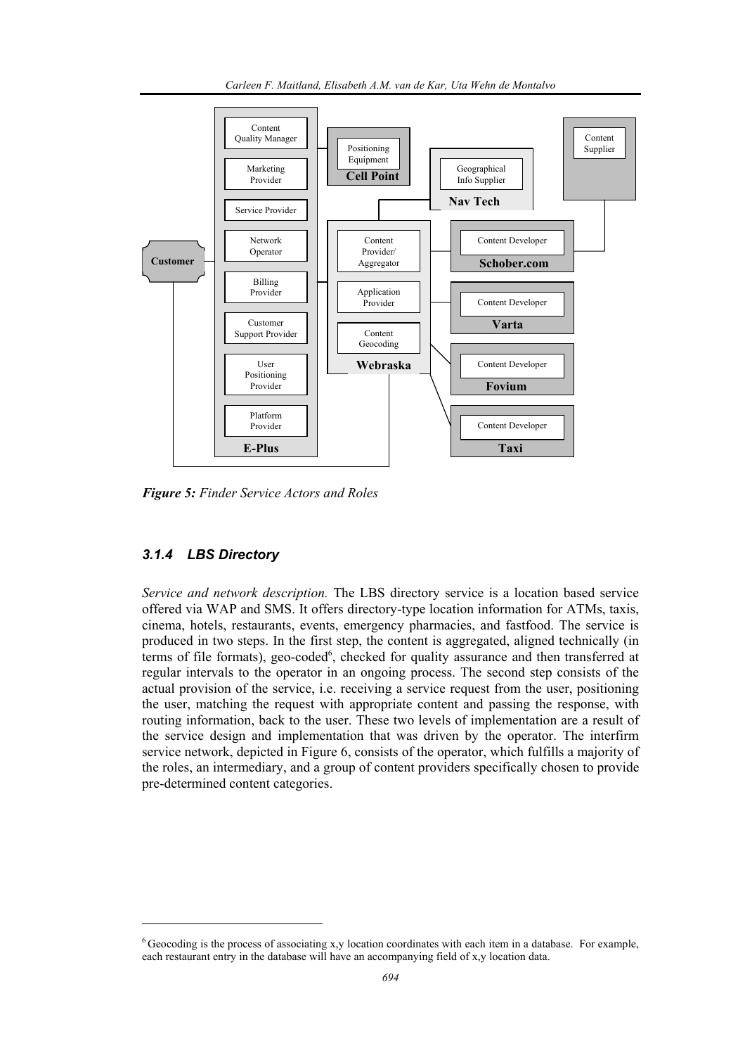**Figure 5:** *Finder Service Actors and Roles*

### *3.1.4 LBS Directory*

*Service and network description.* The LBS directory service is a location based service offered via WAP and SMS. It offers directory-type location information for ATMs, taxis, cinema, hotels, restaurants, events, emergency pharmacies, and fastfood. The service is produced in two steps. In the first step, the content is aggregated, aligned technically (in terms of file formats), geo-coded[6], checked for quality assurance and then transferred at regular intervals to the operator in an ongoing process. The second step consists of the actual provision of the service, i.e. receiving a service request from the user, positioning the user, matching the request with appropriate content and passing the response, with routing information, back to the user. These two levels of implementation are a result of the service design and implementation that was driven by the operator. The interfirm service network, depicted in Figure 6, consists of the operator, which fulfills a majority of the roles, an intermediary, and a group of content providers specifically chosen to provide pre-determined content categories.

---

[6] Geocoding is the process of associating x,y location coordinates with each item in a database. For example, each restaurant entry in the database will have an accompanying field of x,y location data.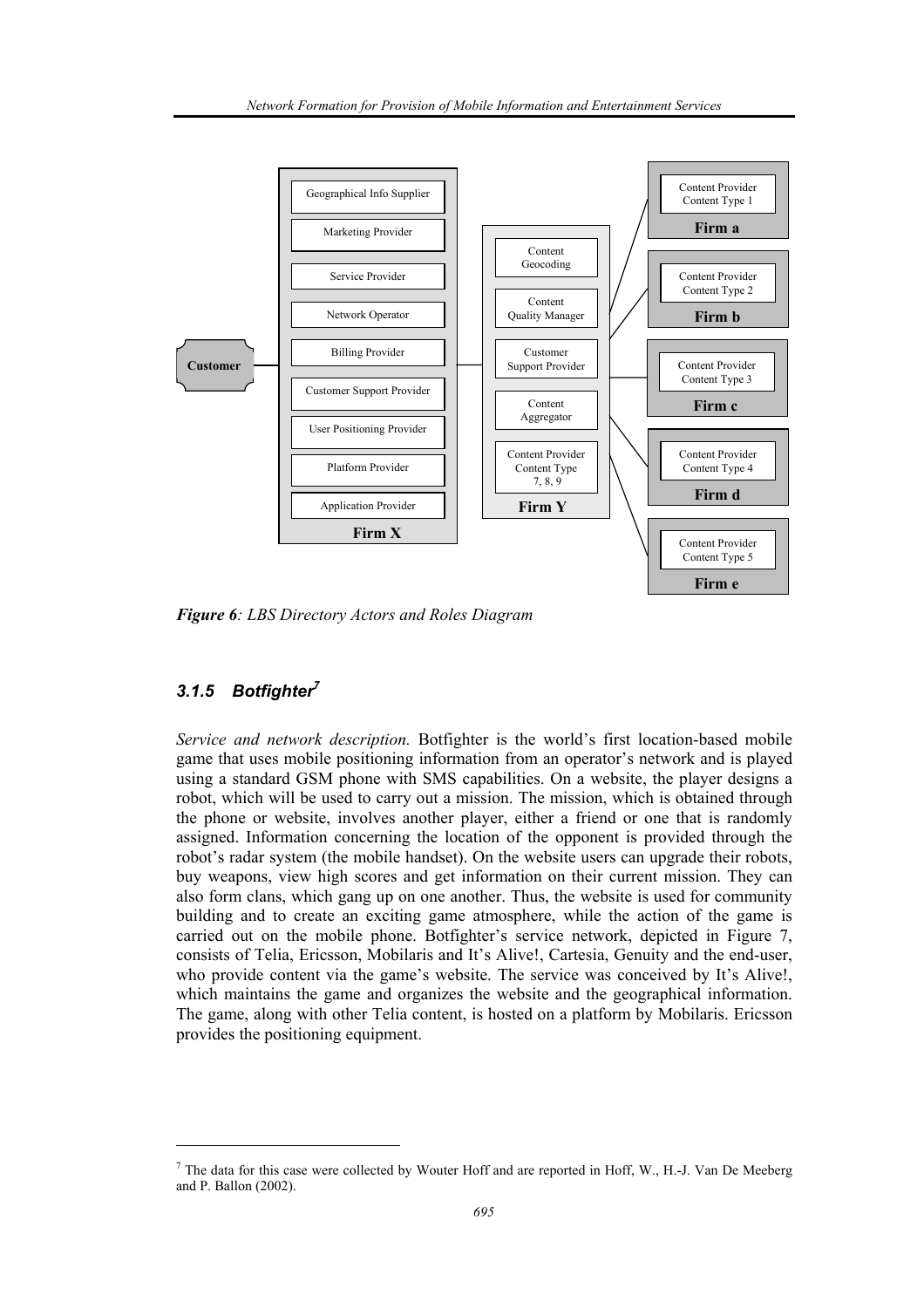*Figure 6: LBS Directory Actors and Roles Diagram*

### *3.1.5 Botfighter*[7]

*Service and network description.* Botfighter is the world's first location-based mobile game that uses mobile positioning information from an operator's network and is played using a standard GSM phone with SMS capabilities. On a website, the player designs a robot, which will be used to carry out a mission. The mission, which is obtained through the phone or website, involves another player, either a friend or one that is randomly assigned. Information concerning the location of the opponent is provided through the robot's radar system (the mobile handset). On the website users can upgrade their robots, buy weapons, view high scores and get information on their current mission. They can also form clans, which gang up on one another. Thus, the website is used for community building and to create an exciting game atmosphere, while the action of the game is carried out on the mobile phone. Botfighter's service network, depicted in Figure 7, consists of Telia, Ericsson, Mobilaris and It's Alive!, Cartesia, Genuity and the end-user, who provide content via the game's website. The service was conceived by It's Alive!, which maintains the game and organizes the website and the geographical information. The game, along with other Telia content, is hosted on a platform by Mobilaris. Ericsson provides the positioning equipment.

[7] The data for this case were collected by Wouter Hoff and are reported in Hoff, W., H.-J. Van De Meeberg and P. Ballon (2002).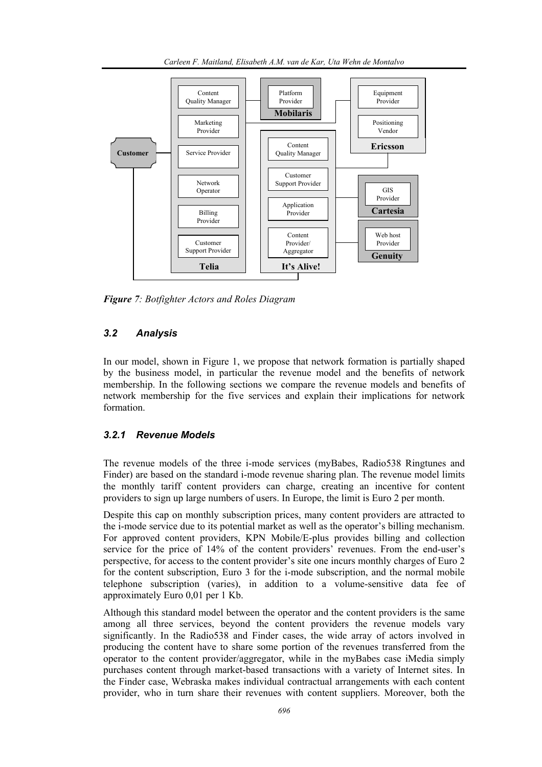*Figure 7: Botfighter Actors and Roles Diagram*

### 3.2 Analysis

In our model, shown in Figure 1, we propose that network formation is partially shaped by the business model, in particular the revenue model and the benefits of network membership. In the following sections we compare the revenue models and benefits of network membership for the five services and explain their implications for network formation.

#### 3.2.1 Revenue Models

The revenue models of the three i-mode services (myBabes, Radio538 Ringtunes and Finder) are based on the standard i-mode revenue sharing plan. The revenue model limits the monthly tariff content providers can charge, creating an incentive for content providers to sign up large numbers of users. In Europe, the limit is Euro 2 per month.

Despite this cap on monthly subscription prices, many content providers are attracted to the i-mode service due to its potential market as well as the operator's billing mechanism. For approved content providers, KPN Mobile/E-plus provides billing and collection service for the price of 14% of the content providers' revenues. From the end-user's perspective, for access to the content provider's site one incurs monthly charges of Euro 2 for the content subscription, Euro 3 for the i-mode subscription, and the normal mobile telephone subscription (varies), in addition to a volume-sensitive data fee of approximately Euro 0,01 per 1 Kb.

Although this standard model between the operator and the content providers is the same among all three services, beyond the content providers the revenue models vary significantly. In the Radio538 and Finder cases, the wide array of actors involved in producing the content have to share some portion of the revenues transferred from the operator to the content provider/aggregator, while in the myBabes case iMedia simply purchases content through market-based transactions with a variety of Internet sites. In the Finder case, Webraska makes individual contractual arrangements with each content provider, who in turn share their revenues with content suppliers. Moreover, both the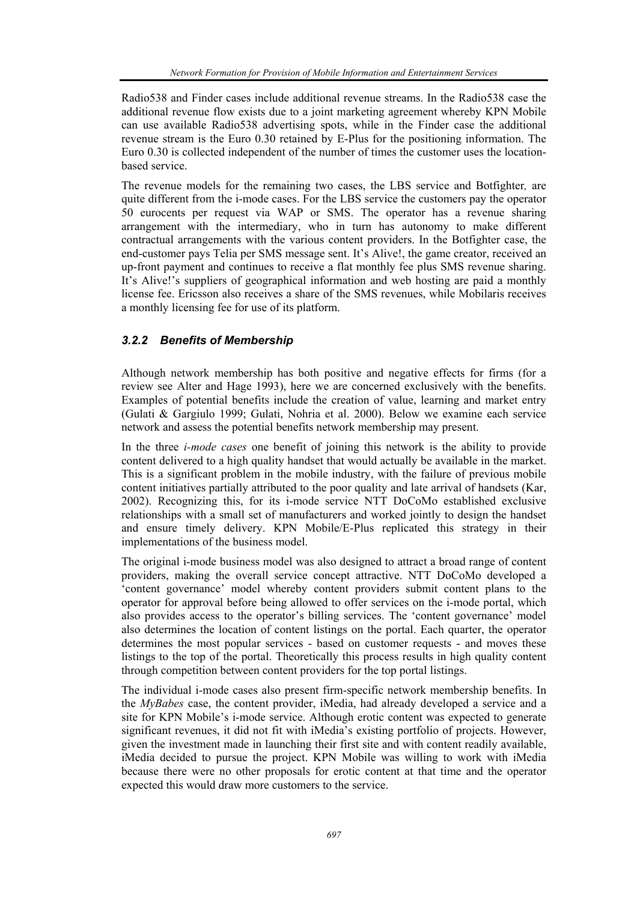Radio538 and Finder cases include additional revenue streams. In the Radio538 case the additional revenue flow exists due to a joint marketing agreement whereby KPN Mobile can use available Radio538 advertising spots, while in the Finder case the additional revenue stream is the Euro 0.30 retained by E-Plus for the positioning information. The Euro 0.30 is collected independent of the number of times the customer uses the location-based service.

The revenue models for the remaining two cases, the LBS service and Botfighter*,* are quite different from the i-mode cases. For the LBS service the customers pay the operator 50 eurocents per request via WAP or SMS. The operator has a revenue sharing arrangement with the intermediary, who in turn has autonomy to make different contractual arrangements with the various content providers. In the Botfighter case, the end-customer pays Telia per SMS message sent. It's Alive!, the game creator, received an up-front payment and continues to receive a flat monthly fee plus SMS revenue sharing. It's Alive!'s suppliers of geographical information and web hosting are paid a monthly license fee. Ericsson also receives a share of the SMS revenues, while Mobilaris receives a monthly licensing fee for use of its platform.

### *3.2.2 Benefits of Membership*

Although network membership has both positive and negative effects for firms (for a review see Alter and Hage 1993), here we are concerned exclusively with the benefits. Examples of potential benefits include the creation of value, learning and market entry (Gulati & Gargiulo 1999; Gulati, Nohria et al. 2000). Below we examine each service network and assess the potential benefits network membership may present.

In the three *i-mode cases* one benefit of joining this network is the ability to provide content delivered to a high quality handset that would actually be available in the market. This is a significant problem in the mobile industry, with the failure of previous mobile content initiatives partially attributed to the poor quality and late arrival of handsets (Kar, 2002). Recognizing this, for its i-mode service NTT DoCoMo established exclusive relationships with a small set of manufacturers and worked jointly to design the handset and ensure timely delivery. KPN Mobile/E-Plus replicated this strategy in their implementations of the business model.

The original i-mode business model was also designed to attract a broad range of content providers, making the overall service concept attractive. NTT DoCoMo developed a 'content governance' model whereby content providers submit content plans to the operator for approval before being allowed to offer services on the i-mode portal, which also provides access to the operator's billing services. The 'content governance' model also determines the location of content listings on the portal. Each quarter, the operator determines the most popular services - based on customer requests - and moves these listings to the top of the portal. Theoretically this process results in high quality content through competition between content providers for the top portal listings.

The individual i-mode cases also present firm-specific network membership benefits. In the *MyBabes* case, the content provider, iMedia, had already developed a service and a site for KPN Mobile's i-mode service. Although erotic content was expected to generate significant revenues, it did not fit with iMedia's existing portfolio of projects. However, given the investment made in launching their first site and with content readily available, iMedia decided to pursue the project. KPN Mobile was willing to work with iMedia because there were no other proposals for erotic content at that time and the operator expected this would draw more customers to the service.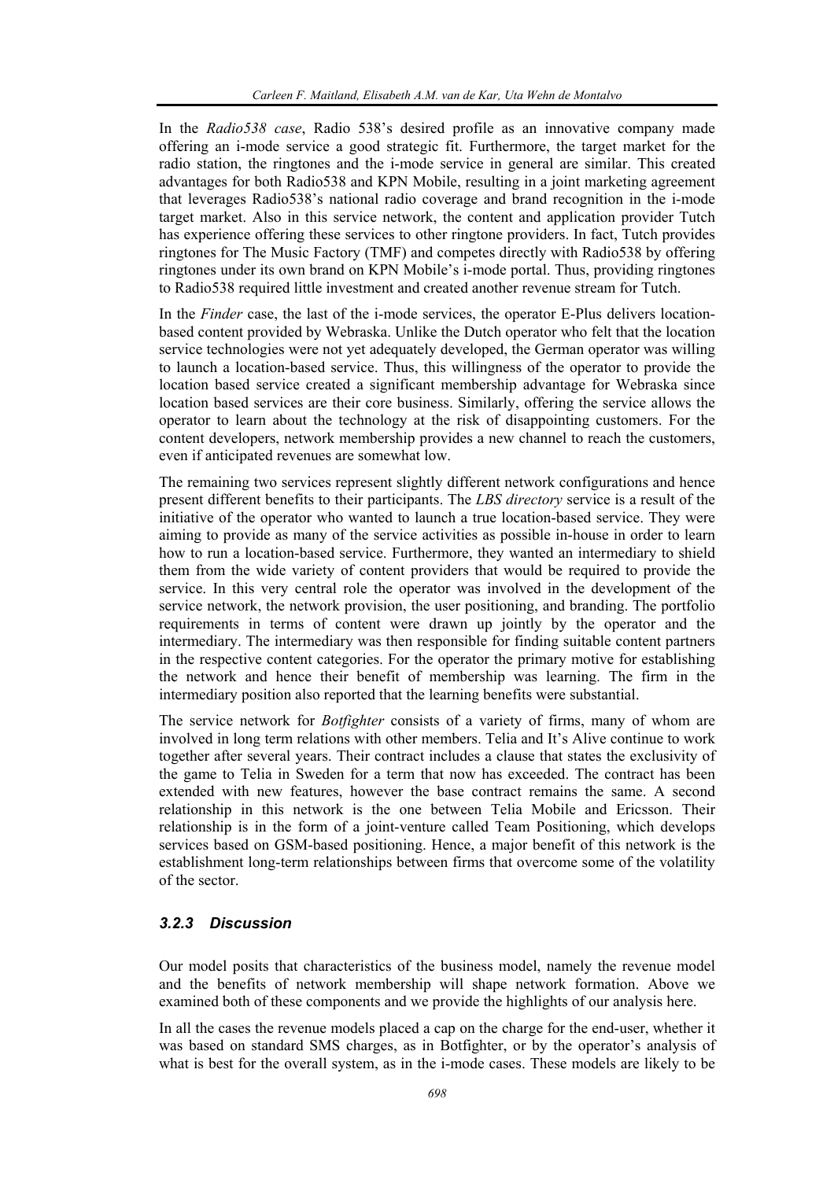In the *Radio538 case*, Radio 538's desired profile as an innovative company made offering an i-mode service a good strategic fit. Furthermore, the target market for the radio station, the ringtones and the i-mode service in general are similar. This created advantages for both Radio538 and KPN Mobile, resulting in a joint marketing agreement that leverages Radio538's national radio coverage and brand recognition in the i-mode target market. Also in this service network, the content and application provider Tutch has experience offering these services to other ringtone providers. In fact, Tutch provides ringtones for The Music Factory (TMF) and competes directly with Radio538 by offering ringtones under its own brand on KPN Mobile's i-mode portal. Thus, providing ringtones to Radio538 required little investment and created another revenue stream for Tutch.

In the *Finder* case, the last of the i-mode services, the operator E-Plus delivers location-based content provided by Webraska. Unlike the Dutch operator who felt that the location service technologies were not yet adequately developed, the German operator was willing to launch a location-based service. Thus, this willingness of the operator to provide the location based service created a significant membership advantage for Webraska since location based services are their core business. Similarly, offering the service allows the operator to learn about the technology at the risk of disappointing customers. For the content developers, network membership provides a new channel to reach the customers, even if anticipated revenues are somewhat low.

The remaining two services represent slightly different network configurations and hence present different benefits to their participants. The *LBS directory* service is a result of the initiative of the operator who wanted to launch a true location-based service. They were aiming to provide as many of the service activities as possible in-house in order to learn how to run a location-based service. Furthermore, they wanted an intermediary to shield them from the wide variety of content providers that would be required to provide the service. In this very central role the operator was involved in the development of the service network, the network provision, the user positioning, and branding. The portfolio requirements in terms of content were drawn up jointly by the operator and the intermediary. The intermediary was then responsible for finding suitable content partners in the respective content categories. For the operator the primary motive for establishing the network and hence their benefit of membership was learning. The firm in the intermediary position also reported that the learning benefits were substantial.

The service network for *Botfighter* consists of a variety of firms, many of whom are involved in long term relations with other members. Telia and It's Alive continue to work together after several years. Their contract includes a clause that states the exclusivity of the game to Telia in Sweden for a term that now has exceeded. The contract has been extended with new features, however the base contract remains the same. A second relationship in this network is the one between Telia Mobile and Ericsson. Their relationship is in the form of a joint-venture called Team Positioning, which develops services based on GSM-based positioning. Hence, a major benefit of this network is the establishment long-term relationships between firms that overcome some of the volatility of the sector.

### *3.2.3 Discussion*

Our model posits that characteristics of the business model, namely the revenue model and the benefits of network membership will shape network formation. Above we examined both of these components and we provide the highlights of our analysis here.

In all the cases the revenue models placed a cap on the charge for the end-user, whether it was based on standard SMS charges, as in Botfighter, or by the operator's analysis of what is best for the overall system, as in the i-mode cases. These models are likely to be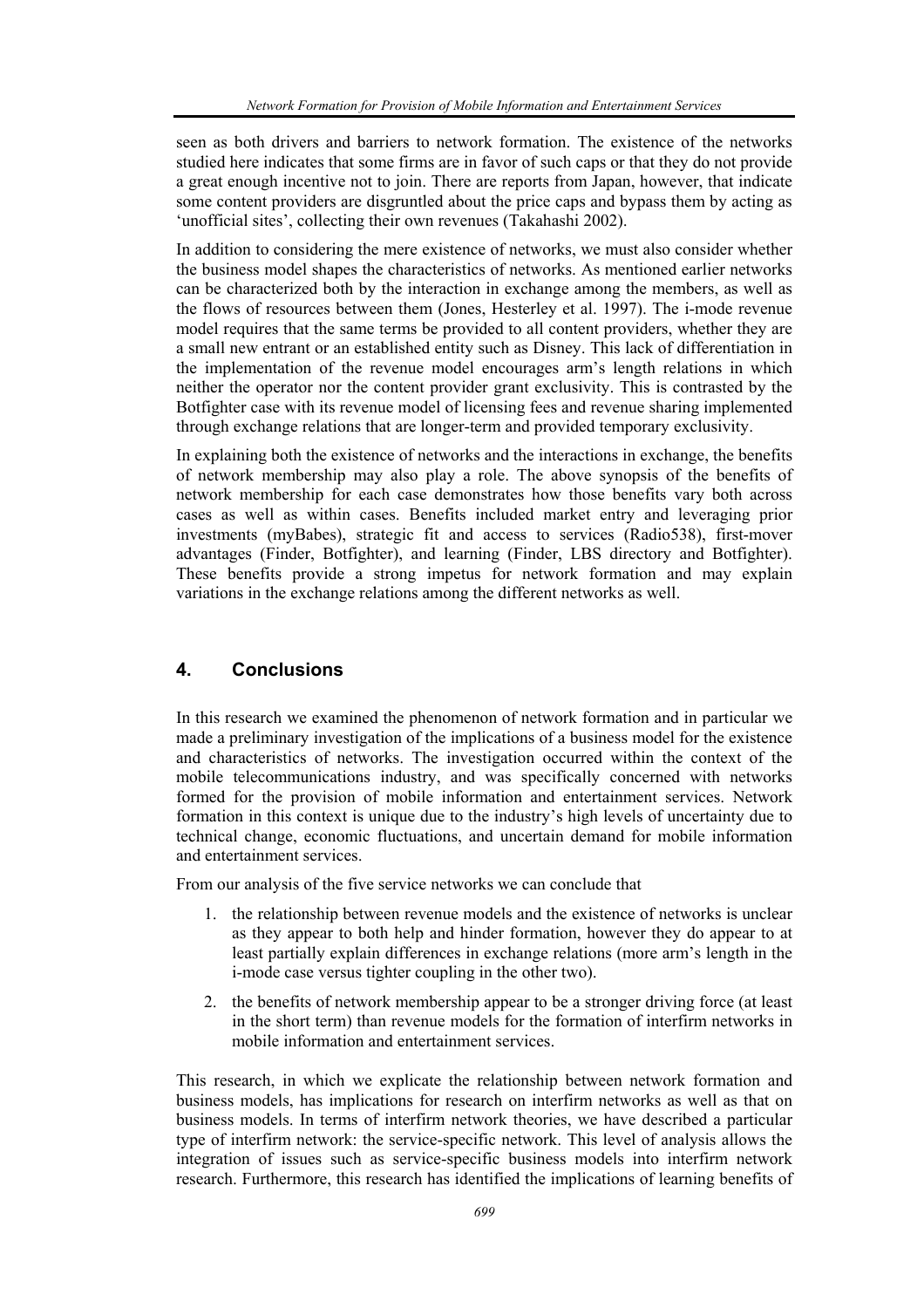seen as both drivers and barriers to network formation. The existence of the networks studied here indicates that some firms are in favor of such caps or that they do not provide a great enough incentive not to join. There are reports from Japan, however, that indicate some content providers are disgruntled about the price caps and bypass them by acting as 'unofficial sites', collecting their own revenues (Takahashi 2002).

In addition to considering the mere existence of networks, we must also consider whether the business model shapes the characteristics of networks. As mentioned earlier networks can be characterized both by the interaction in exchange among the members, as well as the flows of resources between them (Jones, Hesterley et al. 1997). The i-mode revenue model requires that the same terms be provided to all content providers, whether they are a small new entrant or an established entity such as Disney. This lack of differentiation in the implementation of the revenue model encourages arm's length relations in which neither the operator nor the content provider grant exclusivity. This is contrasted by the Botfighter case with its revenue model of licensing fees and revenue sharing implemented through exchange relations that are longer-term and provided temporary exclusivity.

In explaining both the existence of networks and the interactions in exchange, the benefits of network membership may also play a role. The above synopsis of the benefits of network membership for each case demonstrates how those benefits vary both across cases as well as within cases. Benefits included market entry and leveraging prior investments (myBabes), strategic fit and access to services (Radio538), first-mover advantages (Finder, Botfighter), and learning (Finder, LBS directory and Botfighter). These benefits provide a strong impetus for network formation and may explain variations in the exchange relations among the different networks as well.

## 4. Conclusions

In this research we examined the phenomenon of network formation and in particular we made a preliminary investigation of the implications of a business model for the existence and characteristics of networks. The investigation occurred within the context of the mobile telecommunications industry, and was specifically concerned with networks formed for the provision of mobile information and entertainment services. Network formation in this context is unique due to the industry's high levels of uncertainty due to technical change, economic fluctuations, and uncertain demand for mobile information and entertainment services.

From our analysis of the five service networks we can conclude that

1. the relationship between revenue models and the existence of networks is unclear as they appear to both help and hinder formation, however they do appear to at least partially explain differences in exchange relations (more arm's length in the i-mode case versus tighter coupling in the other two).
2. the benefits of network membership appear to be a stronger driving force (at least in the short term) than revenue models for the formation of interfirm networks in mobile information and entertainment services.

This research, in which we explicate the relationship between network formation and business models, has implications for research on interfirm networks as well as that on business models. In terms of interfirm network theories, we have described a particular type of interfirm network: the service-specific network. This level of analysis allows the integration of issues such as service-specific business models into interfirm network research. Furthermore, this research has identified the implications of learning benefits of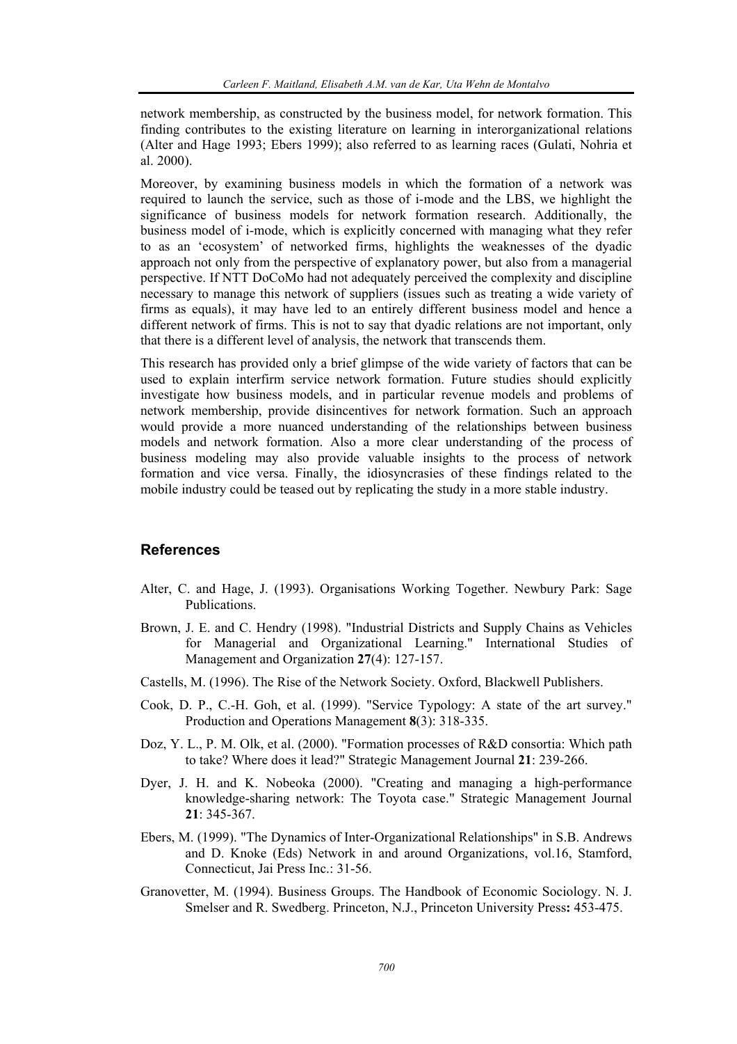network membership, as constructed by the business model, for network formation. This finding contributes to the existing literature on learning in interorganizational relations (Alter and Hage 1993; Ebers 1999); also referred to as learning races (Gulati, Nohria et al. 2000).

Moreover, by examining business models in which the formation of a network was required to launch the service, such as those of i-mode and the LBS, we highlight the significance of business models for network formation research. Additionally, the business model of i-mode, which is explicitly concerned with managing what they refer to as an 'ecosystem' of networked firms, highlights the weaknesses of the dyadic approach not only from the perspective of explanatory power, but also from a managerial perspective. If NTT DoCoMo had not adequately perceived the complexity and discipline necessary to manage this network of suppliers (issues such as treating a wide variety of firms as equals), it may have led to an entirely different business model and hence a different network of firms. This is not to say that dyadic relations are not important, only that there is a different level of analysis, the network that transcends them.

This research has provided only a brief glimpse of the wide variety of factors that can be used to explain interfirm service network formation. Future studies should explicitly investigate how business models, and in particular revenue models and problems of network membership, provide disincentives for network formation. Such an approach would provide a more nuanced understanding of the relationships between business models and network formation. Also a more clear understanding of the process of business modeling may also provide valuable insights to the process of network formation and vice versa. Finally, the idiosyncrasies of these findings related to the mobile industry could be teased out by replicating the study in a more stable industry.

## References

Alter, C. and Hage, J. (1993). Organisations Working Together. Newbury Park: Sage Publications.

Brown, J. E. and C. Hendry (1998). "Industrial Districts and Supply Chains as Vehicles for Managerial and Organizational Learning." International Studies of Management and Organization **27**(4): 127-157.

Castells, M. (1996). The Rise of the Network Society. Oxford, Blackwell Publishers.

Cook, D. P., C.-H. Goh, et al. (1999). "Service Typology: A state of the art survey." Production and Operations Management **8**(3): 318-335.

Doz, Y. L., P. M. Olk, et al. (2000). "Formation processes of R&D consortia: Which path to take? Where does it lead?" Strategic Management Journal **21**: 239-266.

Dyer, J. H. and K. Nobeoka (2000). "Creating and managing a high-performance knowledge-sharing network: The Toyota case." Strategic Management Journal **21**: 345-367.

Ebers, M. (1999). "The Dynamics of Inter-Organizational Relationships" in S.B. Andrews and D. Knoke (Eds) Network in and around Organizations, vol.16, Stamford, Connecticut, Jai Press Inc.: 31-56.

Granovetter, M. (1994). Business Groups. The Handbook of Economic Sociology. N. J. Smelser and R. Swedberg. Princeton, N.J., Princeton University Press**:** 453-475.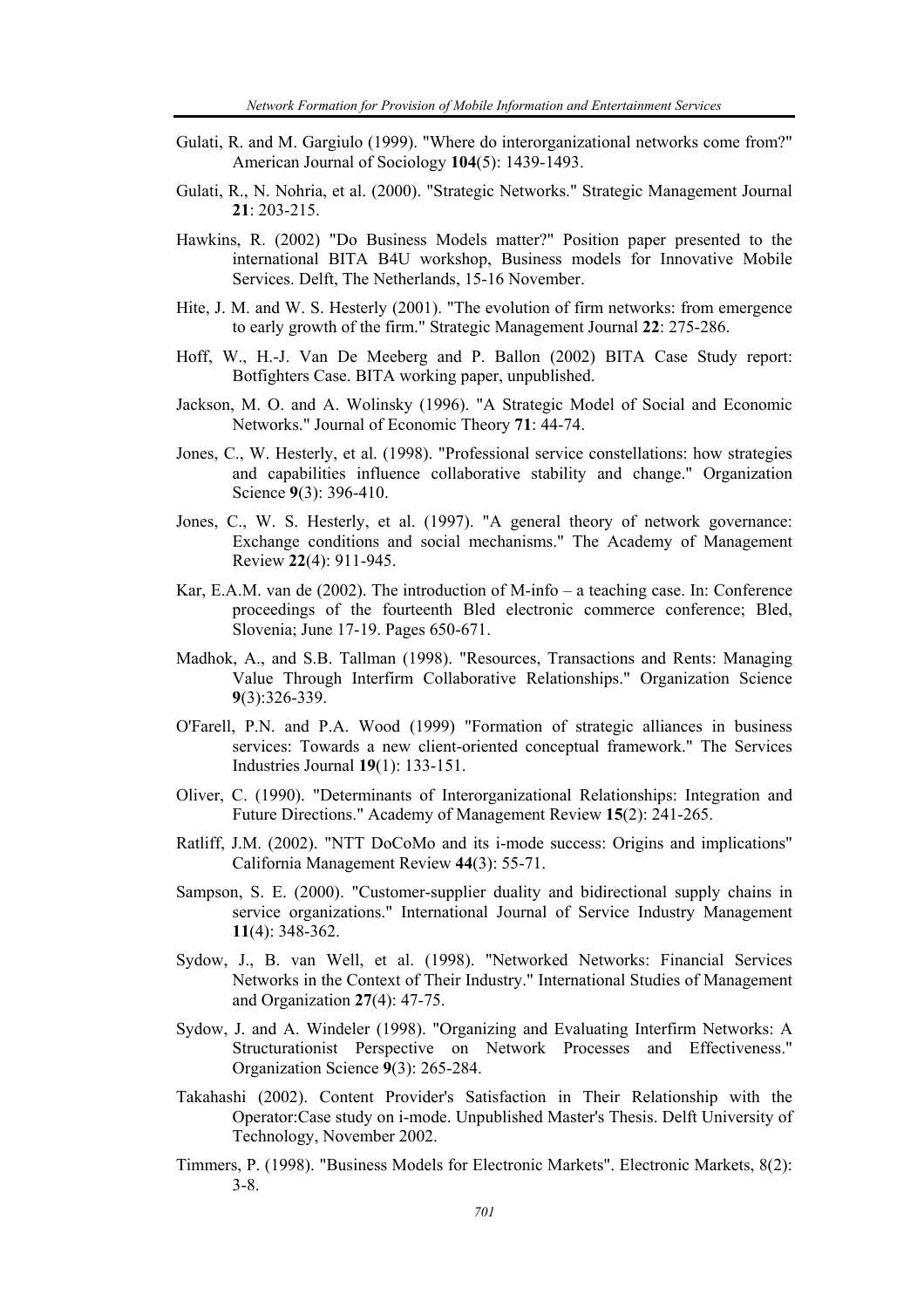Gulati, R. and M. Gargiulo (1999). "Where do interorganizational networks come from?" American Journal of Sociology **104**(5): 1439-1493.

Gulati, R., N. Nohria, et al. (2000). "Strategic Networks." Strategic Management Journal **21**: 203-215.

Hawkins, R. (2002) "Do Business Models matter?" Position paper presented to the international BITA B4U workshop, Business models for Innovative Mobile Services. Delft, The Netherlands, 15-16 November.

Hite, J. M. and W. S. Hesterly (2001). "The evolution of firm networks: from emergence to early growth of the firm." Strategic Management Journal **22**: 275-286.

Hoff, W., H.-J. Van De Meeberg and P. Ballon (2002) BITA Case Study report: Botfighters Case. BITA working paper, unpublished.

Jackson, M. O. and A. Wolinsky (1996). "A Strategic Model of Social and Economic Networks." Journal of Economic Theory **71**: 44-74.

Jones, C., W. Hesterly, et al. (1998). "Professional service constellations: how strategies and capabilities influence collaborative stability and change." Organization Science **9**(3): 396-410.

Jones, C., W. S. Hesterly, et al. (1997). "A general theory of network governance: Exchange conditions and social mechanisms." The Academy of Management Review **22**(4): 911-945.

Kar, E.A.M. van de (2002). The introduction of M-info – a teaching case. In: Conference proceedings of the fourteenth Bled electronic commerce conference; Bled, Slovenia; June 17-19. Pages 650-671.

Madhok, A., and S.B. Tallman (1998). "Resources, Transactions and Rents: Managing Value Through Interfirm Collaborative Relationships." Organization Science **9**(3):326-339.

O'Farell, P.N. and P.A. Wood (1999) "Formation of strategic alliances in business services: Towards a new client-oriented conceptual framework." The Services Industries Journal **19**(1): 133-151.

Oliver, C. (1990). "Determinants of Interorganizational Relationships: Integration and Future Directions." Academy of Management Review **15**(2): 241-265.

Ratliff, J.M. (2002). "NTT DoCoMo and its i-mode success: Origins and implications" California Management Review **44**(3): 55-71.

Sampson, S. E. (2000). "Customer-supplier duality and bidirectional supply chains in service organizations." International Journal of Service Industry Management **11**(4): 348-362.

Sydow, J., B. van Well, et al. (1998). "Networked Networks: Financial Services Networks in the Context of Their Industry." International Studies of Management and Organization **27**(4): 47-75.

Sydow, J. and A. Windeler (1998). "Organizing and Evaluating Interfirm Networks: A Structurationist Perspective on Network Processes and Effectiveness." Organization Science **9**(3): 265-284.

Takahashi (2002). Content Provider's Satisfaction in Their Relationship with the Operator:Case study on i-mode. Unpublished Master's Thesis. Delft University of Technology, November 2002.

Timmers, P. (1998). "Business Models for Electronic Markets". Electronic Markets, 8(2): 3-8.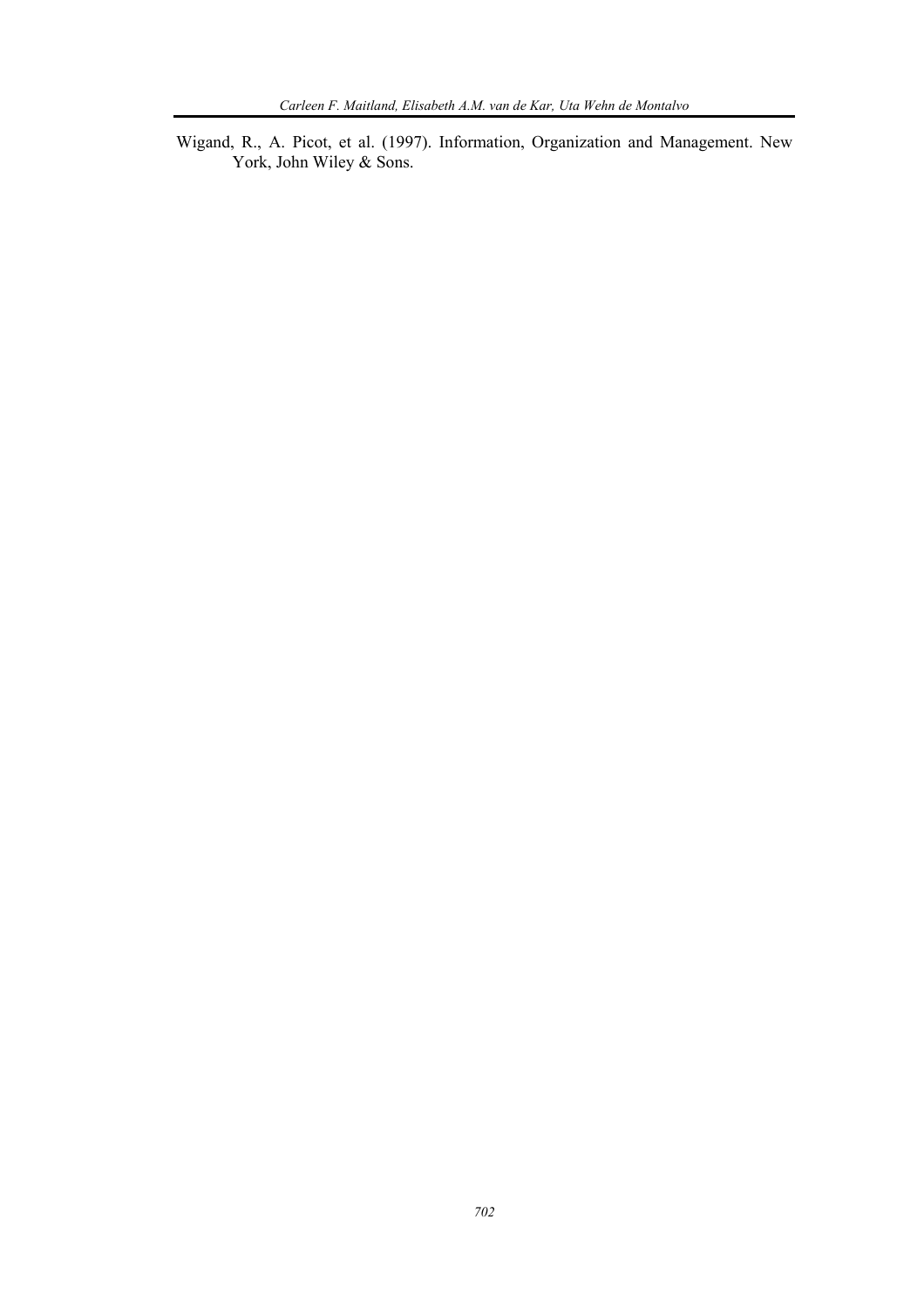Wigand, R., A. Picot, et al. (1997). Information, Organization and Management. New York, John Wiley & Sons.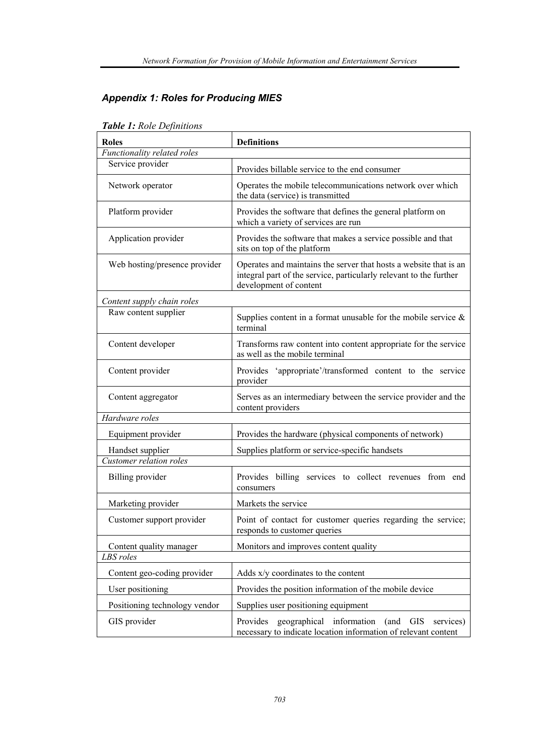## *Appendix 1: Roles for Producing MIES*

***Table 1:*** *Role Definitions*

| **Roles** | **Definitions** |
|---|---|
| *Functionality related roles* | |
| Service provider | Provides billable service to the end consumer |
| Network operator | Operates the mobile telecommunications network over which the data (service) is transmitted |
| Platform provider | Provides the software that defines the general platform on which a variety of services are run |
| Application provider | Provides the software that makes a service possible and that sits on top of the platform |
| Web hosting/presence provider | Operates and maintains the server that hosts a website that is an integral part of the service, particularly relevant to the further development of content |
| *Content supply chain roles* | |
| Raw content supplier | Supplies content in a format unusable for the mobile service & terminal |
| Content developer | Transforms raw content into content appropriate for the service as well as the mobile terminal |
| Content provider | Provides 'appropriate'/transformed content to the service provider |
| Content aggregator | Serves as an intermediary between the service provider and the content providers |
| *Hardware roles* | |
| Equipment provider | Provides the hardware (physical components of network) |
| Handset supplier | Supplies platform or service-specific handsets |
| *Customer relation roles* | |
| Billing provider | Provides billing services to collect revenues from end consumers |
| Marketing provider | Markets the service |
| Customer support provider | Point of contact for customer queries regarding the service; responds to customer queries |
| Content quality manager | Monitors and improves content quality |
| *LBS roles* | |
| Content geo-coding provider | Adds x/y coordinates to the content |
| User positioning | Provides the position information of the mobile device |
| Positioning technology vendor | Supplies user positioning equipment |
| GIS provider | Provides geographical information (and GIS services) necessary to indicate location information of relevant content |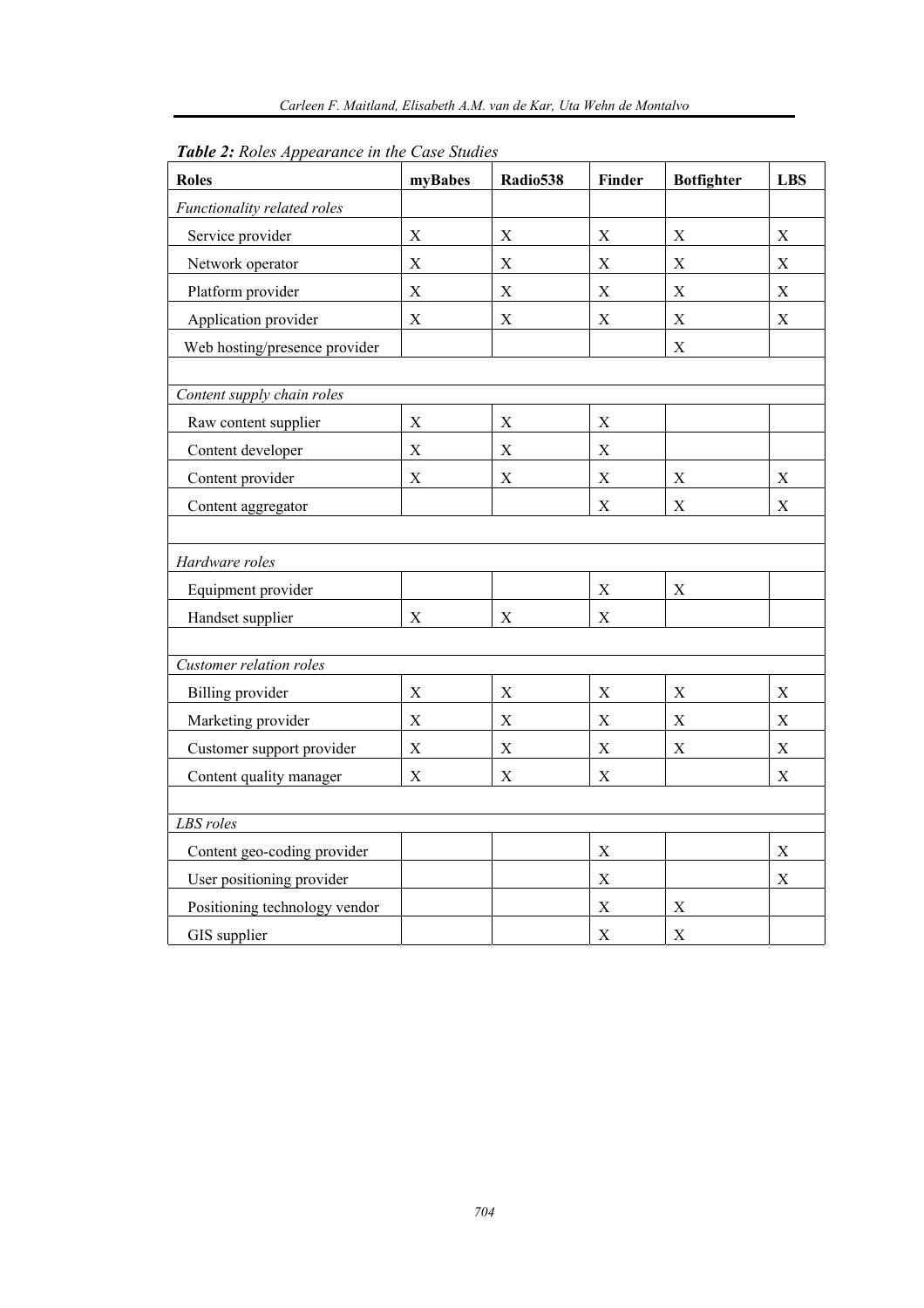***Table 2:*** *Roles Appearance in the Case Studies*

| **Roles** | **myBabes** | **Radio538** | **Finder** | **Botfighter** | **LBS** |
|---|---|---|---|---|---|
| *Functionality related roles* | | | | | |
| Service provider | X | X | X | X | X |
| Network operator | X | X | X | X | X |
| Platform provider | X | X | X | X | X |
| Application provider | X | X | X | X | X |
| Web hosting/presence provider | | | | X | |
| | | | | | |
| *Content supply chain roles* | | | | | |
| Raw content supplier | X | X | X | | |
| Content developer | X | X | X | | |
| Content provider | X | X | X | X | X |
| Content aggregator | | | X | X | X |
| | | | | | |
| *Hardware roles* | | | | | |
| Equipment provider | | | X | X | |
| Handset supplier | X | X | X | | |
| | | | | | |
| *Customer relation roles* | | | | | |
| Billing provider | X | X | X | X | X |
| Marketing provider | X | X | X | X | X |
| Customer support provider | X | X | X | X | X |
| Content quality manager | X | X | X | | X |
| | | | | | |
| *LBS roles* | | | | | |
| Content geo-coding provider | | | X | | X |
| User positioning provider | | | X | | X |
| Positioning technology vendor | | | X | X | |
| GIS supplier | | | X | X | |